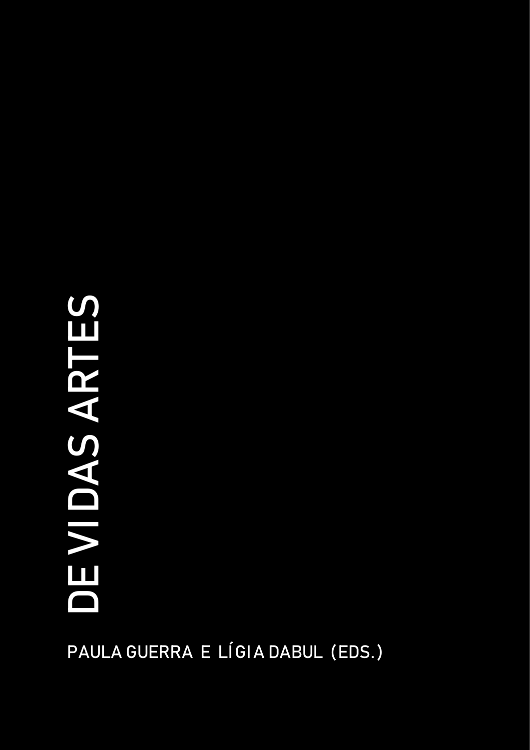# DEVIDAS ARTES

PAULA GUERRA E LÍGIA DABUL (EDS.)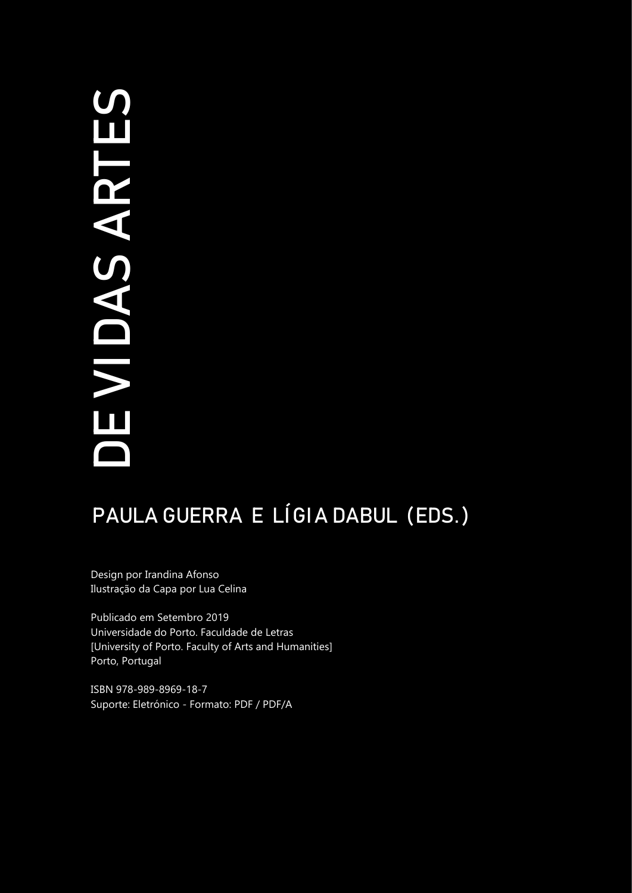# DEVIDAS ARTES

## PAULA GUERRA E LÍGIA DABUL (EDS.)

Design por Irandina Afonso
Ilustração da Capa por Lua Celina

Publicado em Setembro 2019
Universidade do Porto. Faculdade de Letras
[University of Porto. Faculty of Arts and Humanities]
Porto, Portugal

ISBN 978-989-8969-18-7
Suporte: Eletrónico - Formato: PDF / PDF/A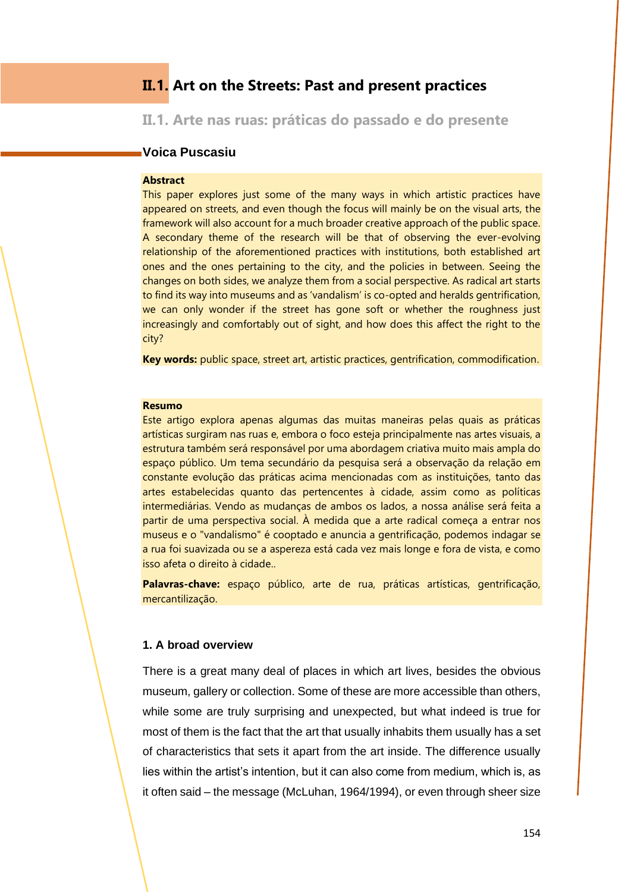# II.1. Art on the Streets: Past and present practices

## II.1. Arte nas ruas: práticas do passado e do presente

**Voica Puscasiu**

**Abstract**

This paper explores just some of the many ways in which artistic practices have appeared on streets, and even though the focus will mainly be on the visual arts, the framework will also account for a much broader creative approach of the public space. A secondary theme of the research will be that of observing the ever-evolving relationship of the aforementioned practices with institutions, both established art ones and the ones pertaining to the city, and the policies in between. Seeing the changes on both sides, we analyze them from a social perspective. As radical art starts to find its way into museums and as 'vandalism' is co-opted and heralds gentrification, we can only wonder if the street has gone soft or whether the roughness just increasingly and comfortably out of sight, and how does this affect the right to the city?

**Key words:** public space, street art, artistic practices, gentrification, commodification.

**Resumo**

Este artigo explora apenas algumas das muitas maneiras pelas quais as práticas artísticas surgiram nas ruas e, embora o foco esteja principalmente nas artes visuais, a estrutura também será responsável por uma abordagem criativa muito mais ampla do espaço público. Um tema secundário da pesquisa será a observação da relação em constante evolução das práticas acima mencionadas com as instituições, tanto das artes estabelecidas quanto das pertencentes à cidade, assim como as políticas intermediárias. Vendo as mudanças de ambos os lados, a nossa análise será feita a partir de uma perspectiva social. À medida que a arte radical começa a entrar nos museus e o "vandalismo" é cooptado e anuncia a gentrificação, podemos indagar se a rua foi suavizada ou se a aspereza está cada vez mais longe e fora de vista, e como isso afeta o direito à cidade..

**Palavras-chave:** espaço público, arte de rua, práticas artísticas, gentrificação, mercantilização.

### 1. A broad overview

There is a great many deal of places in which art lives, besides the obvious museum, gallery or collection. Some of these are more accessible than others, while some are truly surprising and unexpected, but what indeed is true for most of them is the fact that the art that usually inhabits them usually has a set of characteristics that sets it apart from the art inside. The difference usually lies within the artist's intention, but it can also come from medium, which is, as it often said – the message (McLuhan, 1964/1994), or even through sheer size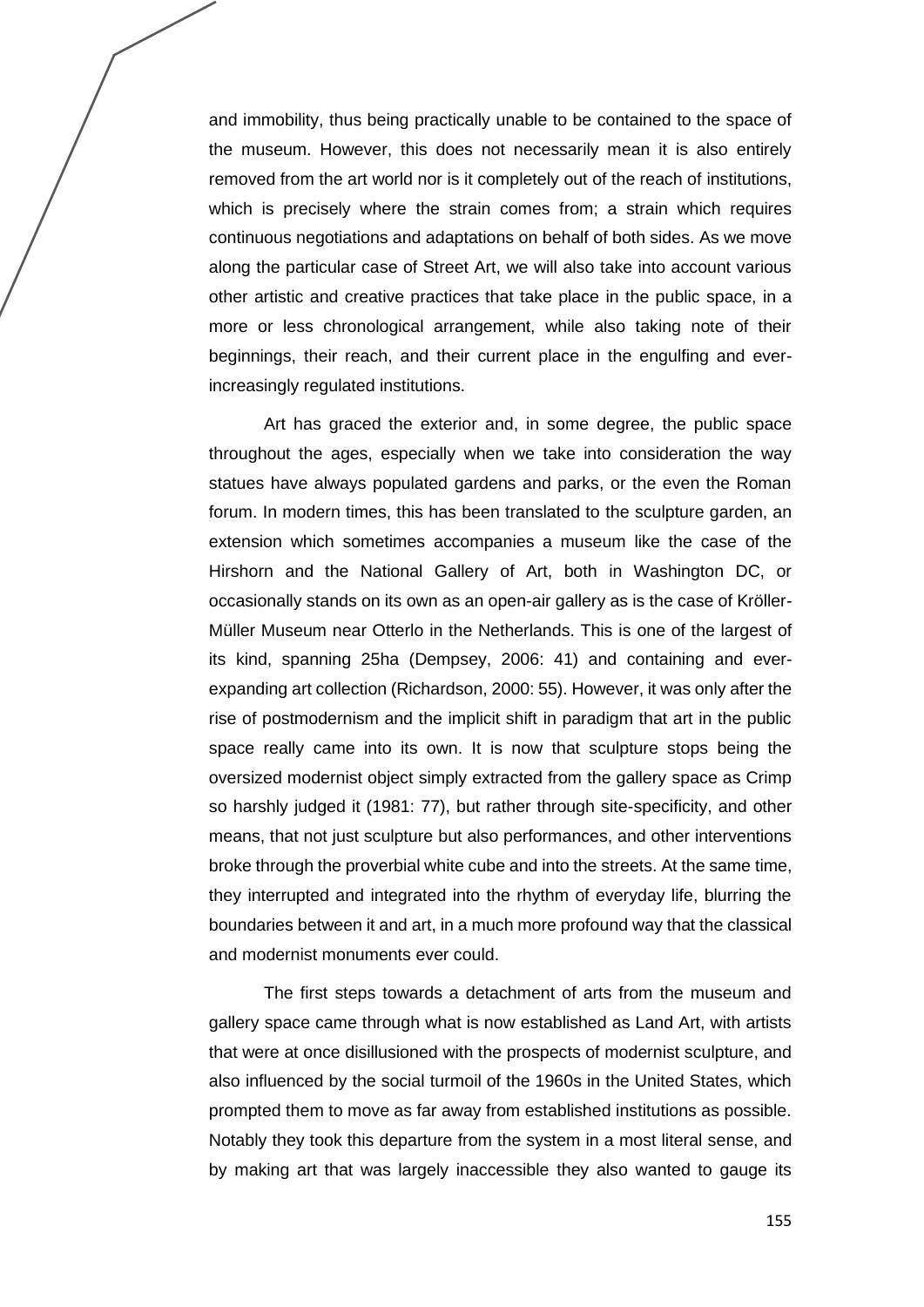and immobility, thus being practically unable to be contained to the space of the museum. However, this does not necessarily mean it is also entirely removed from the art world nor is it completely out of the reach of institutions, which is precisely where the strain comes from; a strain which requires continuous negotiations and adaptations on behalf of both sides. As we move along the particular case of Street Art, we will also take into account various other artistic and creative practices that take place in the public space, in a more or less chronological arrangement, while also taking note of their beginnings, their reach, and their current place in the engulfing and ever-increasingly regulated institutions.

Art has graced the exterior and, in some degree, the public space throughout the ages, especially when we take into consideration the way statues have always populated gardens and parks, or the even the Roman forum. In modern times, this has been translated to the sculpture garden, an extension which sometimes accompanies a museum like the case of the Hirshorn and the National Gallery of Art, both in Washington DC, or occasionally stands on its own as an open-air gallery as is the case of Kröller-Müller Museum near Otterlo in the Netherlands. This is one of the largest of its kind, spanning 25ha (Dempsey, 2006: 41) and containing and ever-expanding art collection (Richardson, 2000: 55). However, it was only after the rise of postmodernism and the implicit shift in paradigm that art in the public space really came into its own. It is now that sculpture stops being the oversized modernist object simply extracted from the gallery space as Crimp so harshly judged it (1981: 77), but rather through site-specificity, and other means, that not just sculpture but also performances, and other interventions broke through the proverbial white cube and into the streets. At the same time, they interrupted and integrated into the rhythm of everyday life, blurring the boundaries between it and art, in a much more profound way that the classical and modernist monuments ever could.

The first steps towards a detachment of arts from the museum and gallery space came through what is now established as Land Art, with artists that were at once disillusioned with the prospects of modernist sculpture, and also influenced by the social turmoil of the 1960s in the United States, which prompted them to move as far away from established institutions as possible. Notably they took this departure from the system in a most literal sense, and by making art that was largely inaccessible they also wanted to gauge its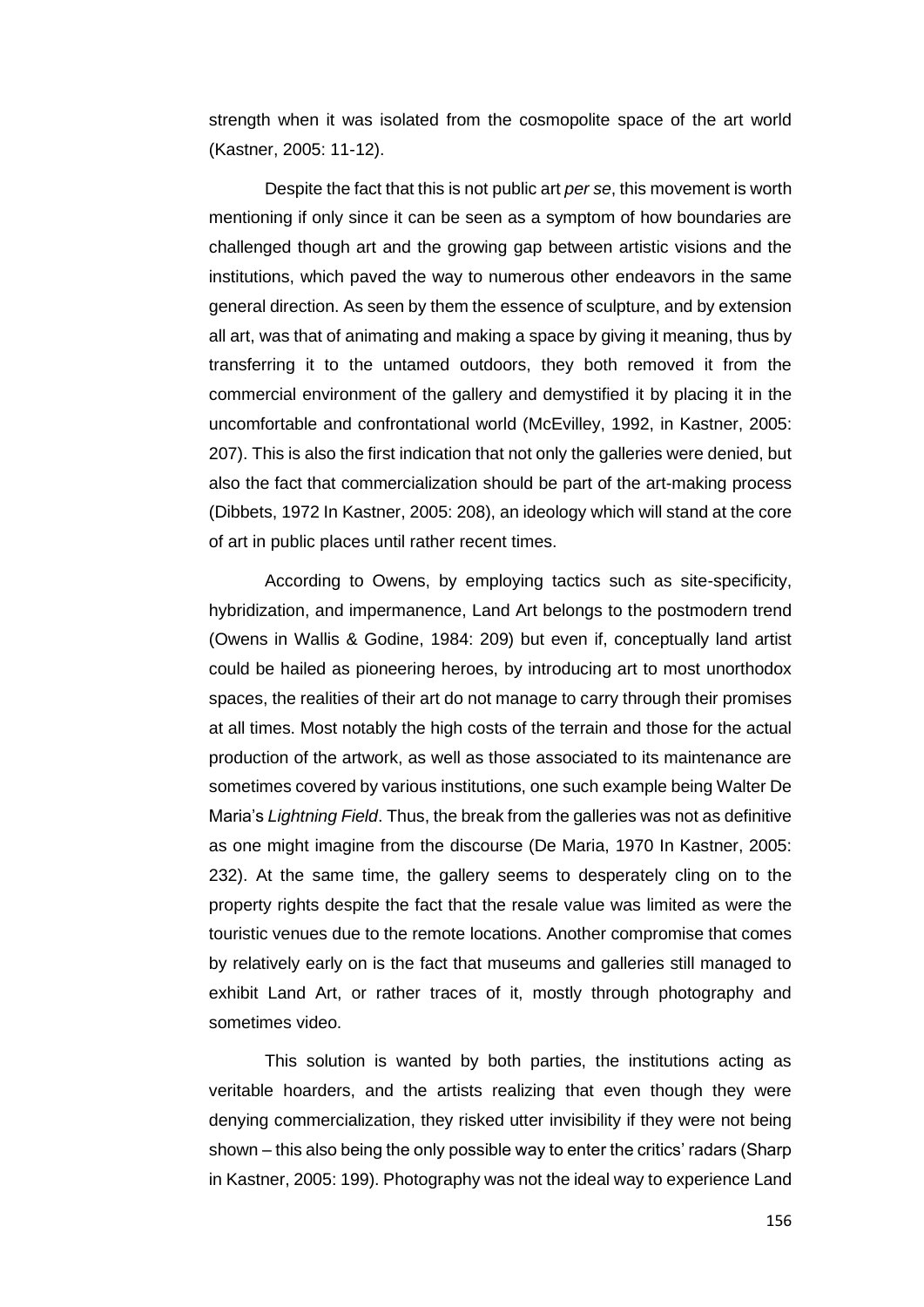strength when it was isolated from the cosmopolite space of the art world (Kastner, 2005: 11-12).

Despite the fact that this is not public art *per se*, this movement is worth mentioning if only since it can be seen as a symptom of how boundaries are challenged though art and the growing gap between artistic visions and the institutions, which paved the way to numerous other endeavors in the same general direction. As seen by them the essence of sculpture, and by extension all art, was that of animating and making a space by giving it meaning, thus by transferring it to the untamed outdoors, they both removed it from the commercial environment of the gallery and demystified it by placing it in the uncomfortable and confrontational world (McEvilley, 1992, in Kastner, 2005: 207). This is also the first indication that not only the galleries were denied, but also the fact that commercialization should be part of the art-making process (Dibbets, 1972 In Kastner, 2005: 208), an ideology which will stand at the core of art in public places until rather recent times.

According to Owens, by employing tactics such as site-specificity, hybridization, and impermanence, Land Art belongs to the postmodern trend (Owens in Wallis & Godine, 1984: 209) but even if, conceptually land artist could be hailed as pioneering heroes, by introducing art to most unorthodox spaces, the realities of their art do not manage to carry through their promises at all times. Most notably the high costs of the terrain and those for the actual production of the artwork, as well as those associated to its maintenance are sometimes covered by various institutions, one such example being Walter De Maria's *Lightning Field*. Thus, the break from the galleries was not as definitive as one might imagine from the discourse (De Maria, 1970 In Kastner, 2005: 232). At the same time, the gallery seems to desperately cling on to the property rights despite the fact that the resale value was limited as were the touristic venues due to the remote locations. Another compromise that comes by relatively early on is the fact that museums and galleries still managed to exhibit Land Art, or rather traces of it, mostly through photography and sometimes video.

This solution is wanted by both parties, the institutions acting as veritable hoarders, and the artists realizing that even though they were denying commercialization, they risked utter invisibility if they were not being shown – this also being the only possible way to enter the critics' radars (Sharp in Kastner, 2005: 199). Photography was not the ideal way to experience Land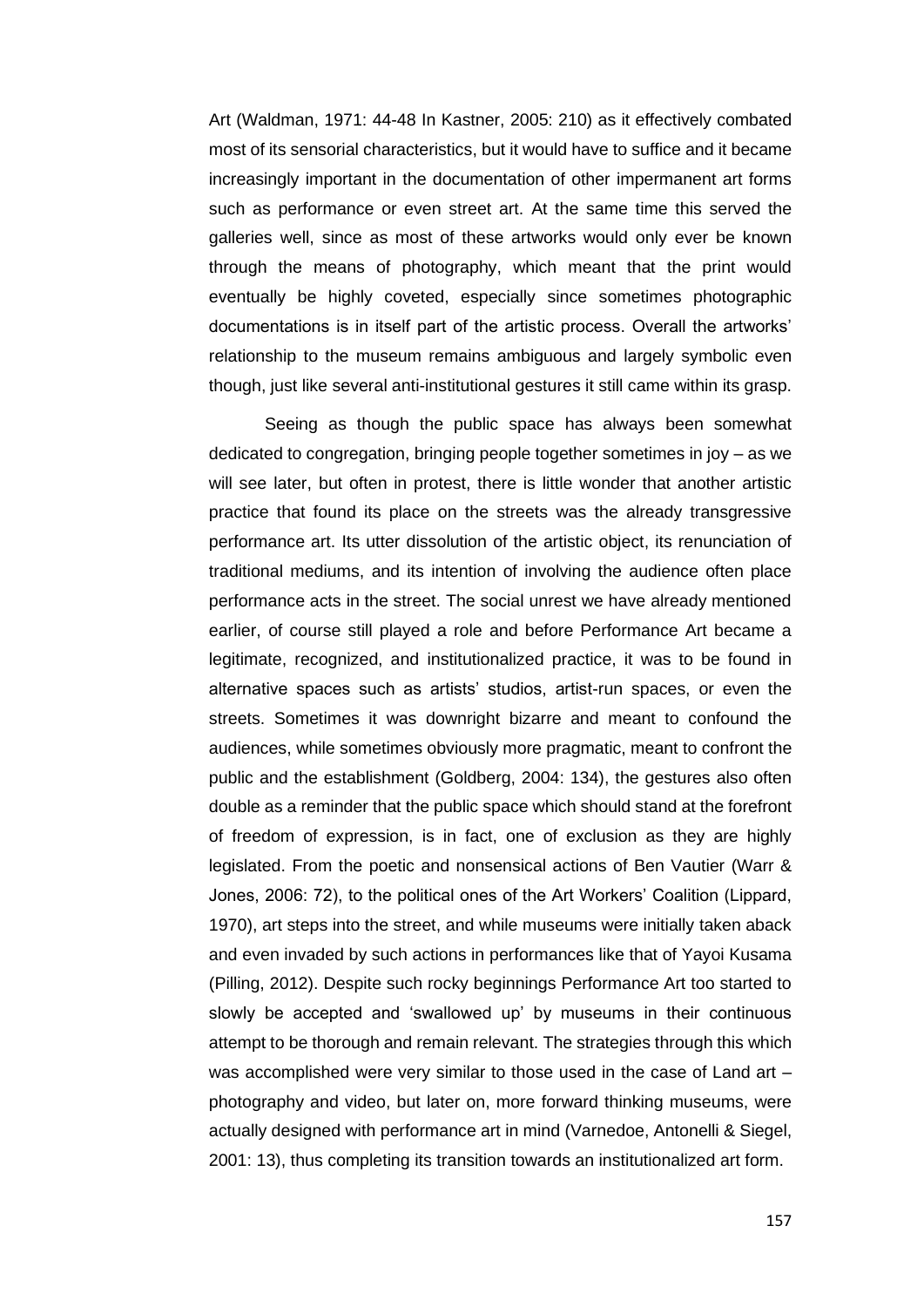Art (Waldman, 1971: 44-48 In Kastner, 2005: 210) as it effectively combated most of its sensorial characteristics, but it would have to suffice and it became increasingly important in the documentation of other impermanent art forms such as performance or even street art. At the same time this served the galleries well, since as most of these artworks would only ever be known through the means of photography, which meant that the print would eventually be highly coveted, especially since sometimes photographic documentations is in itself part of the artistic process. Overall the artworks' relationship to the museum remains ambiguous and largely symbolic even though, just like several anti-institutional gestures it still came within its grasp.

Seeing as though the public space has always been somewhat dedicated to congregation, bringing people together sometimes in joy – as we will see later, but often in protest, there is little wonder that another artistic practice that found its place on the streets was the already transgressive performance art. Its utter dissolution of the artistic object, its renunciation of traditional mediums, and its intention of involving the audience often place performance acts in the street. The social unrest we have already mentioned earlier, of course still played a role and before Performance Art became a legitimate, recognized, and institutionalized practice, it was to be found in alternative spaces such as artists' studios, artist-run spaces, or even the streets. Sometimes it was downright bizarre and meant to confound the audiences, while sometimes obviously more pragmatic, meant to confront the public and the establishment (Goldberg, 2004: 134), the gestures also often double as a reminder that the public space which should stand at the forefront of freedom of expression, is in fact, one of exclusion as they are highly legislated. From the poetic and nonsensical actions of Ben Vautier (Warr & Jones, 2006: 72), to the political ones of the Art Workers' Coalition (Lippard, 1970), art steps into the street, and while museums were initially taken aback and even invaded by such actions in performances like that of Yayoi Kusama (Pilling, 2012). Despite such rocky beginnings Performance Art too started to slowly be accepted and 'swallowed up' by museums in their continuous attempt to be thorough and remain relevant. The strategies through this which was accomplished were very similar to those used in the case of Land art – photography and video, but later on, more forward thinking museums, were actually designed with performance art in mind (Varnedoe, Antonelli & Siegel, 2001: 13), thus completing its transition towards an institutionalized art form.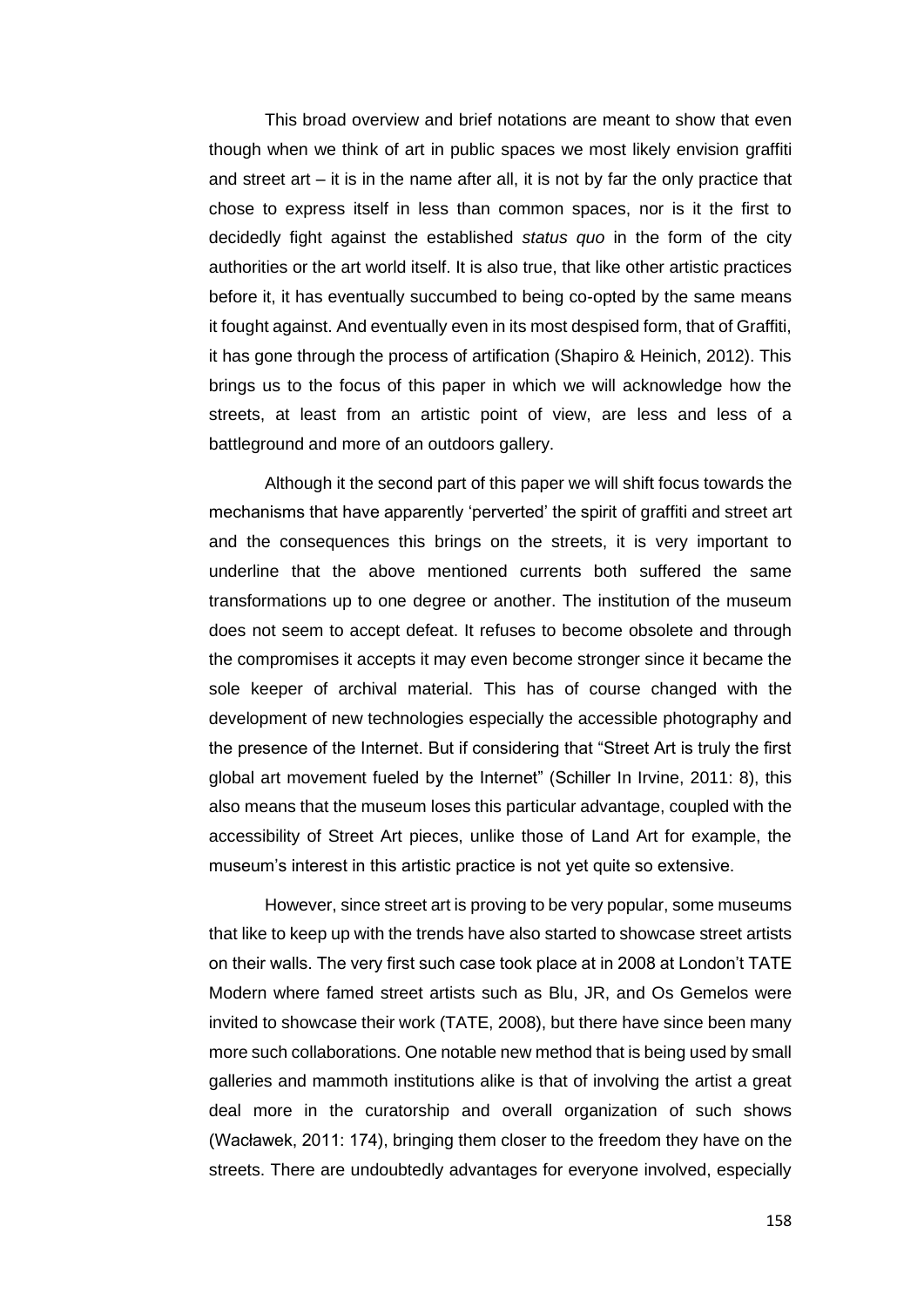This broad overview and brief notations are meant to show that even though when we think of art in public spaces we most likely envision graffiti and street art – it is in the name after all, it is not by far the only practice that chose to express itself in less than common spaces, nor is it the first to decidedly fight against the established *status quo* in the form of the city authorities or the art world itself. It is also true, that like other artistic practices before it, it has eventually succumbed to being co-opted by the same means it fought against. And eventually even in its most despised form, that of Graffiti, it has gone through the process of artification (Shapiro & Heinich, 2012). This brings us to the focus of this paper in which we will acknowledge how the streets, at least from an artistic point of view, are less and less of a battleground and more of an outdoors gallery.

Although it the second part of this paper we will shift focus towards the mechanisms that have apparently 'perverted' the spirit of graffiti and street art and the consequences this brings on the streets, it is very important to underline that the above mentioned currents both suffered the same transformations up to one degree or another. The institution of the museum does not seem to accept defeat. It refuses to become obsolete and through the compromises it accepts it may even become stronger since it became the sole keeper of archival material. This has of course changed with the development of new technologies especially the accessible photography and the presence of the Internet. But if considering that "Street Art is truly the first global art movement fueled by the Internet" (Schiller In Irvine, 2011: 8), this also means that the museum loses this particular advantage, coupled with the accessibility of Street Art pieces, unlike those of Land Art for example, the museum's interest in this artistic practice is not yet quite so extensive.

However, since street art is proving to be very popular, some museums that like to keep up with the trends have also started to showcase street artists on their walls. The very first such case took place at in 2008 at London's TATE Modern where famed street artists such as Blu, JR, and Os Gemelos were invited to showcase their work (TATE, 2008), but there have since been many more such collaborations. One notable new method that is being used by small galleries and mammoth institutions alike is that of involving the artist a great deal more in the curatorship and overall organization of such shows (Wacławek, 2011: 174), bringing them closer to the freedom they have on the streets. There are undoubtedly advantages for everyone involved, especially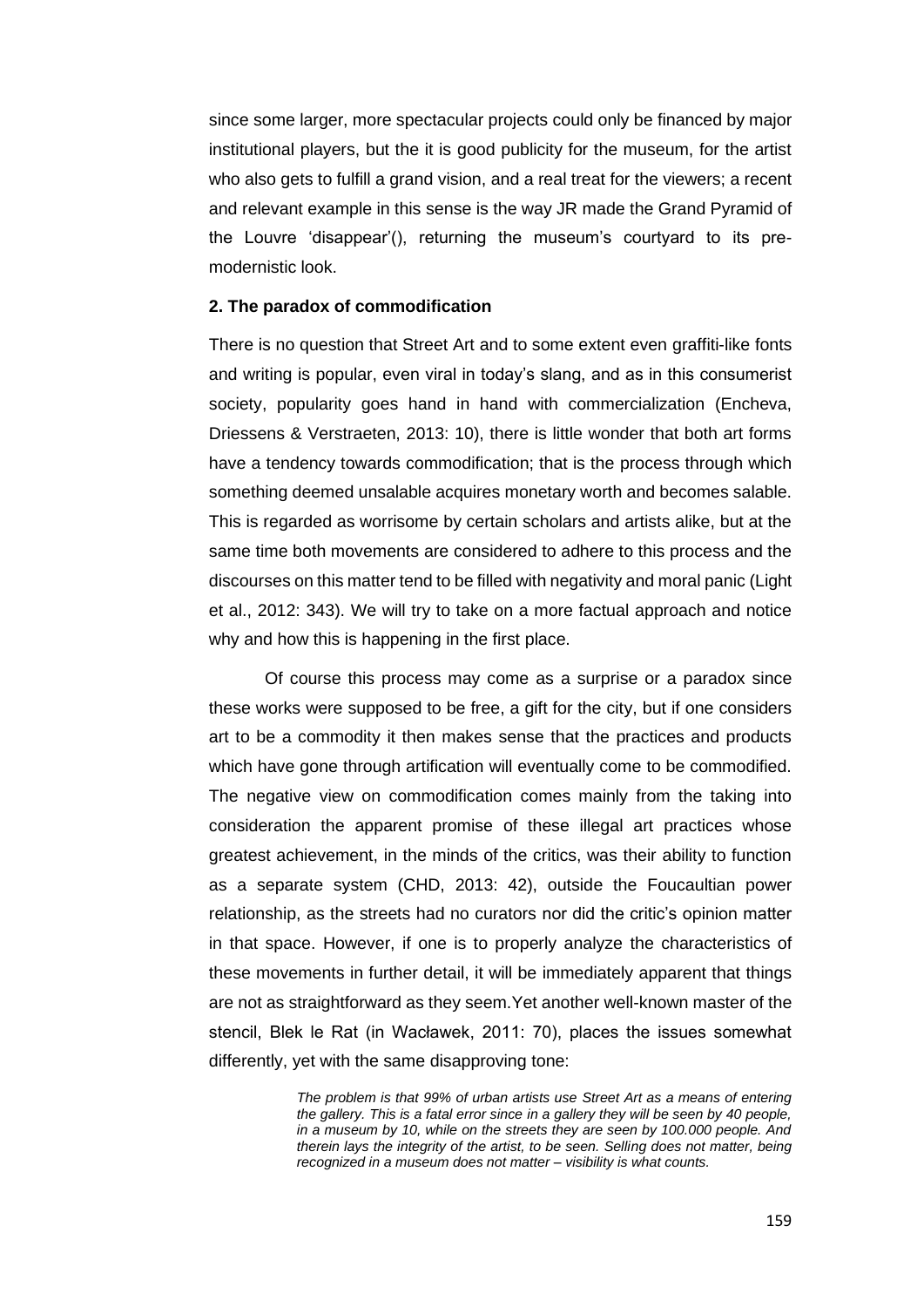since some larger, more spectacular projects could only be financed by major institutional players, but the it is good publicity for the museum, for the artist who also gets to fulfill a grand vision, and a real treat for the viewers; a recent and relevant example in this sense is the way JR made the Grand Pyramid of the Louvre 'disappear'(), returning the museum's courtyard to its pre-modernistic look.

**2. The paradox of commodification**

There is no question that Street Art and to some extent even graffiti-like fonts and writing is popular, even viral in today's slang, and as in this consumerist society, popularity goes hand in hand with commercialization (Encheva, Driessens & Verstraeten, 2013: 10), there is little wonder that both art forms have a tendency towards commodification; that is the process through which something deemed unsalable acquires monetary worth and becomes salable. This is regarded as worrisome by certain scholars and artists alike, but at the same time both movements are considered to adhere to this process and the discourses on this matter tend to be filled with negativity and moral panic (Light et al., 2012: 343). We will try to take on a more factual approach and notice why and how this is happening in the first place.

Of course this process may come as a surprise or a paradox since these works were supposed to be free, a gift for the city, but if one considers art to be a commodity it then makes sense that the practices and products which have gone through artification will eventually come to be commodified. The negative view on commodification comes mainly from the taking into consideration the apparent promise of these illegal art practices whose greatest achievement, in the minds of the critics, was their ability to function as a separate system (CHD, 2013: 42), outside the Foucaultian power relationship, as the streets had no curators nor did the critic's opinion matter in that space. However, if one is to properly analyze the characteristics of these movements in further detail, it will be immediately apparent that things are not as straightforward as they seem.Yet another well-known master of the stencil, Blek le Rat (in Wacławek, 2011: 70), places the issues somewhat differently, yet with the same disapproving tone:

> *The problem is that 99% of urban artists use Street Art as a means of entering the gallery. This is a fatal error since in a gallery they will be seen by 40 people, in a museum by 10, while on the streets they are seen by 100.000 people. And therein lays the integrity of the artist, to be seen. Selling does not matter, being recognized in a museum does not matter – visibility is what counts.*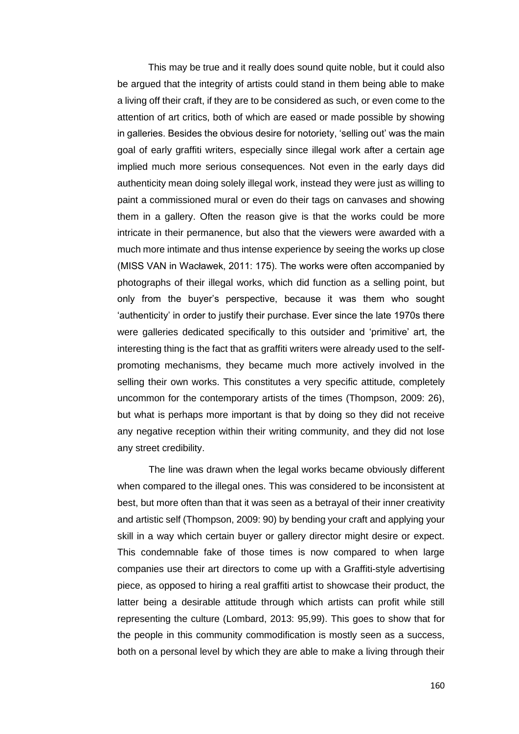This may be true and it really does sound quite noble, but it could also be argued that the integrity of artists could stand in them being able to make a living off their craft, if they are to be considered as such, or even come to the attention of art critics, both of which are eased or made possible by showing in galleries. Besides the obvious desire for notoriety, 'selling out' was the main goal of early graffiti writers, especially since illegal work after a certain age implied much more serious consequences. Not even in the early days did authenticity mean doing solely illegal work, instead they were just as willing to paint a commissioned mural or even do their tags on canvases and showing them in a gallery. Often the reason give is that the works could be more intricate in their permanence, but also that the viewers were awarded with a much more intimate and thus intense experience by seeing the works up close (MISS VAN in Wacławek, 2011: 175). The works were often accompanied by photographs of their illegal works, which did function as a selling point, but only from the buyer's perspective, because it was them who sought 'authenticity' in order to justify their purchase. Ever since the late 1970s there were galleries dedicated specifically to this outsider and 'primitive' art, the interesting thing is the fact that as graffiti writers were already used to the self-promoting mechanisms, they became much more actively involved in the selling their own works. This constitutes a very specific attitude, completely uncommon for the contemporary artists of the times (Thompson, 2009: 26), but what is perhaps more important is that by doing so they did not receive any negative reception within their writing community, and they did not lose any street credibility.

The line was drawn when the legal works became obviously different when compared to the illegal ones. This was considered to be inconsistent at best, but more often than that it was seen as a betrayal of their inner creativity and artistic self (Thompson, 2009: 90) by bending your craft and applying your skill in a way which certain buyer or gallery director might desire or expect. This condemnable fake of those times is now compared to when large companies use their art directors to come up with a Graffiti-style advertising piece, as opposed to hiring a real graffiti artist to showcase their product, the latter being a desirable attitude through which artists can profit while still representing the culture (Lombard, 2013: 95,99). This goes to show that for the people in this community commodification is mostly seen as a success, both on a personal level by which they are able to make a living through their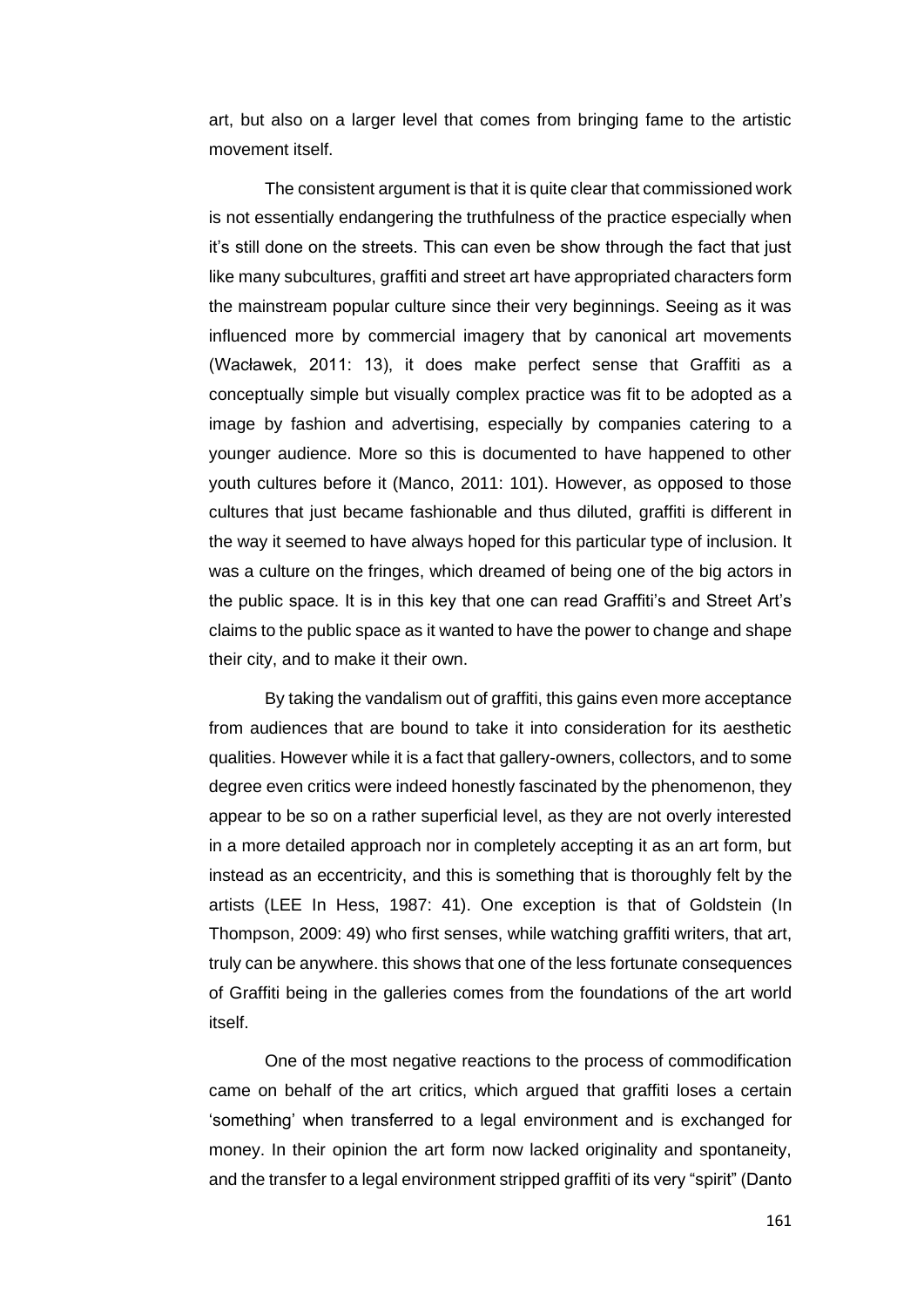art, but also on a larger level that comes from bringing fame to the artistic movement itself.

The consistent argument is that it is quite clear that commissioned work is not essentially endangering the truthfulness of the practice especially when it's still done on the streets. This can even be show through the fact that just like many subcultures, graffiti and street art have appropriated characters form the mainstream popular culture since their very beginnings. Seeing as it was influenced more by commercial imagery that by canonical art movements (Wacławek, 2011: 13), it does make perfect sense that Graffiti as a conceptually simple but visually complex practice was fit to be adopted as a image by fashion and advertising, especially by companies catering to a younger audience. More so this is documented to have happened to other youth cultures before it (Manco, 2011: 101). However, as opposed to those cultures that just became fashionable and thus diluted, graffiti is different in the way it seemed to have always hoped for this particular type of inclusion. It was a culture on the fringes, which dreamed of being one of the big actors in the public space. It is in this key that one can read Graffiti's and Street Art's claims to the public space as it wanted to have the power to change and shape their city, and to make it their own.

By taking the vandalism out of graffiti, this gains even more acceptance from audiences that are bound to take it into consideration for its aesthetic qualities. However while it is a fact that gallery-owners, collectors, and to some degree even critics were indeed honestly fascinated by the phenomenon, they appear to be so on a rather superficial level, as they are not overly interested in a more detailed approach nor in completely accepting it as an art form, but instead as an eccentricity, and this is something that is thoroughly felt by the artists (LEE In Hess, 1987: 41). One exception is that of Goldstein (In Thompson, 2009: 49) who first senses, while watching graffiti writers, that art, truly can be anywhere. this shows that one of the less fortunate consequences of Graffiti being in the galleries comes from the foundations of the art world itself.

One of the most negative reactions to the process of commodification came on behalf of the art critics, which argued that graffiti loses a certain 'something' when transferred to a legal environment and is exchanged for money. In their opinion the art form now lacked originality and spontaneity, and the transfer to a legal environment stripped graffiti of its very "spirit" (Danto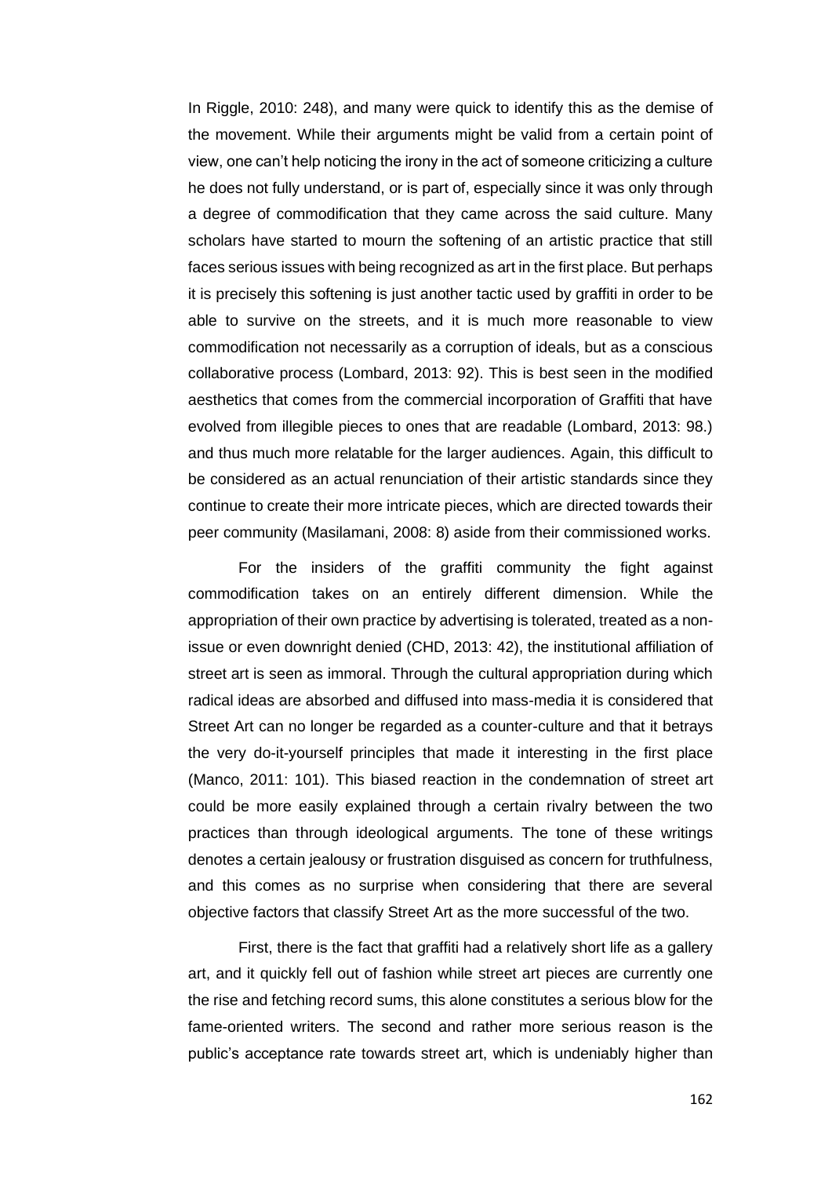In Riggle, 2010: 248), and many were quick to identify this as the demise of the movement. While their arguments might be valid from a certain point of view, one can't help noticing the irony in the act of someone criticizing a culture he does not fully understand, or is part of, especially since it was only through a degree of commodification that they came across the said culture. Many scholars have started to mourn the softening of an artistic practice that still faces serious issues with being recognized as art in the first place. But perhaps it is precisely this softening is just another tactic used by graffiti in order to be able to survive on the streets, and it is much more reasonable to view commodification not necessarily as a corruption of ideals, but as a conscious collaborative process (Lombard, 2013: 92). This is best seen in the modified aesthetics that comes from the commercial incorporation of Graffiti that have evolved from illegible pieces to ones that are readable (Lombard, 2013: 98.) and thus much more relatable for the larger audiences. Again, this difficult to be considered as an actual renunciation of their artistic standards since they continue to create their more intricate pieces, which are directed towards their peer community (Masilamani, 2008: 8) aside from their commissioned works.

For the insiders of the graffiti community the fight against commodification takes on an entirely different dimension. While the appropriation of their own practice by advertising is tolerated, treated as a non-issue or even downright denied (CHD, 2013: 42), the institutional affiliation of street art is seen as immoral. Through the cultural appropriation during which radical ideas are absorbed and diffused into mass-media it is considered that Street Art can no longer be regarded as a counter-culture and that it betrays the very do-it-yourself principles that made it interesting in the first place (Manco, 2011: 101). This biased reaction in the condemnation of street art could be more easily explained through a certain rivalry between the two practices than through ideological arguments. The tone of these writings denotes a certain jealousy or frustration disguised as concern for truthfulness, and this comes as no surprise when considering that there are several objective factors that classify Street Art as the more successful of the two.

First, there is the fact that graffiti had a relatively short life as a gallery art, and it quickly fell out of fashion while street art pieces are currently one the rise and fetching record sums, this alone constitutes a serious blow for the fame-oriented writers. The second and rather more serious reason is the public's acceptance rate towards street art, which is undeniably higher than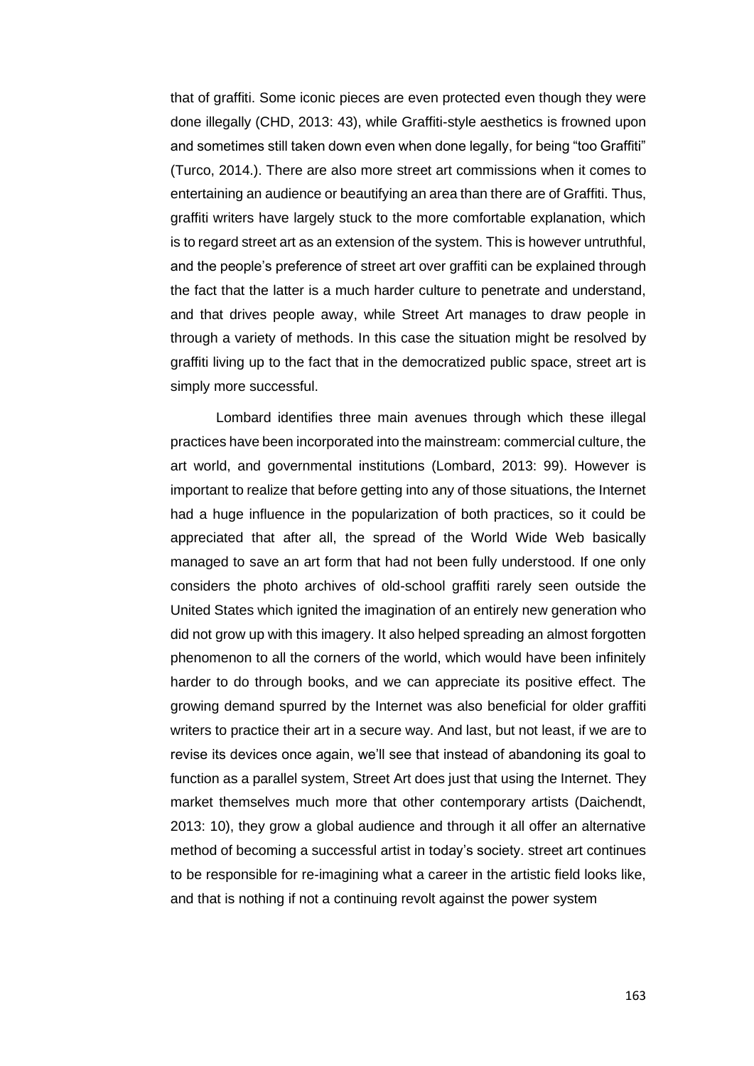that of graffiti. Some iconic pieces are even protected even though they were done illegally (CHD, 2013: 43), while Graffiti-style aesthetics is frowned upon and sometimes still taken down even when done legally, for being "too Graffiti" (Turco, 2014.). There are also more street art commissions when it comes to entertaining an audience or beautifying an area than there are of Graffiti. Thus, graffiti writers have largely stuck to the more comfortable explanation, which is to regard street art as an extension of the system. This is however untruthful, and the people's preference of street art over graffiti can be explained through the fact that the latter is a much harder culture to penetrate and understand, and that drives people away, while Street Art manages to draw people in through a variety of methods. In this case the situation might be resolved by graffiti living up to the fact that in the democratized public space, street art is simply more successful.

Lombard identifies three main avenues through which these illegal practices have been incorporated into the mainstream: commercial culture, the art world, and governmental institutions (Lombard, 2013: 99). However is important to realize that before getting into any of those situations, the Internet had a huge influence in the popularization of both practices, so it could be appreciated that after all, the spread of the World Wide Web basically managed to save an art form that had not been fully understood. If one only considers the photo archives of old-school graffiti rarely seen outside the United States which ignited the imagination of an entirely new generation who did not grow up with this imagery. It also helped spreading an almost forgotten phenomenon to all the corners of the world, which would have been infinitely harder to do through books, and we can appreciate its positive effect. The growing demand spurred by the Internet was also beneficial for older graffiti writers to practice their art in a secure way. And last, but not least, if we are to revise its devices once again, we'll see that instead of abandoning its goal to function as a parallel system, Street Art does just that using the Internet. They market themselves much more that other contemporary artists (Daichendt, 2013: 10), they grow a global audience and through it all offer an alternative method of becoming a successful artist in today's society. street art continues to be responsible for re-imagining what a career in the artistic field looks like, and that is nothing if not a continuing revolt against the power system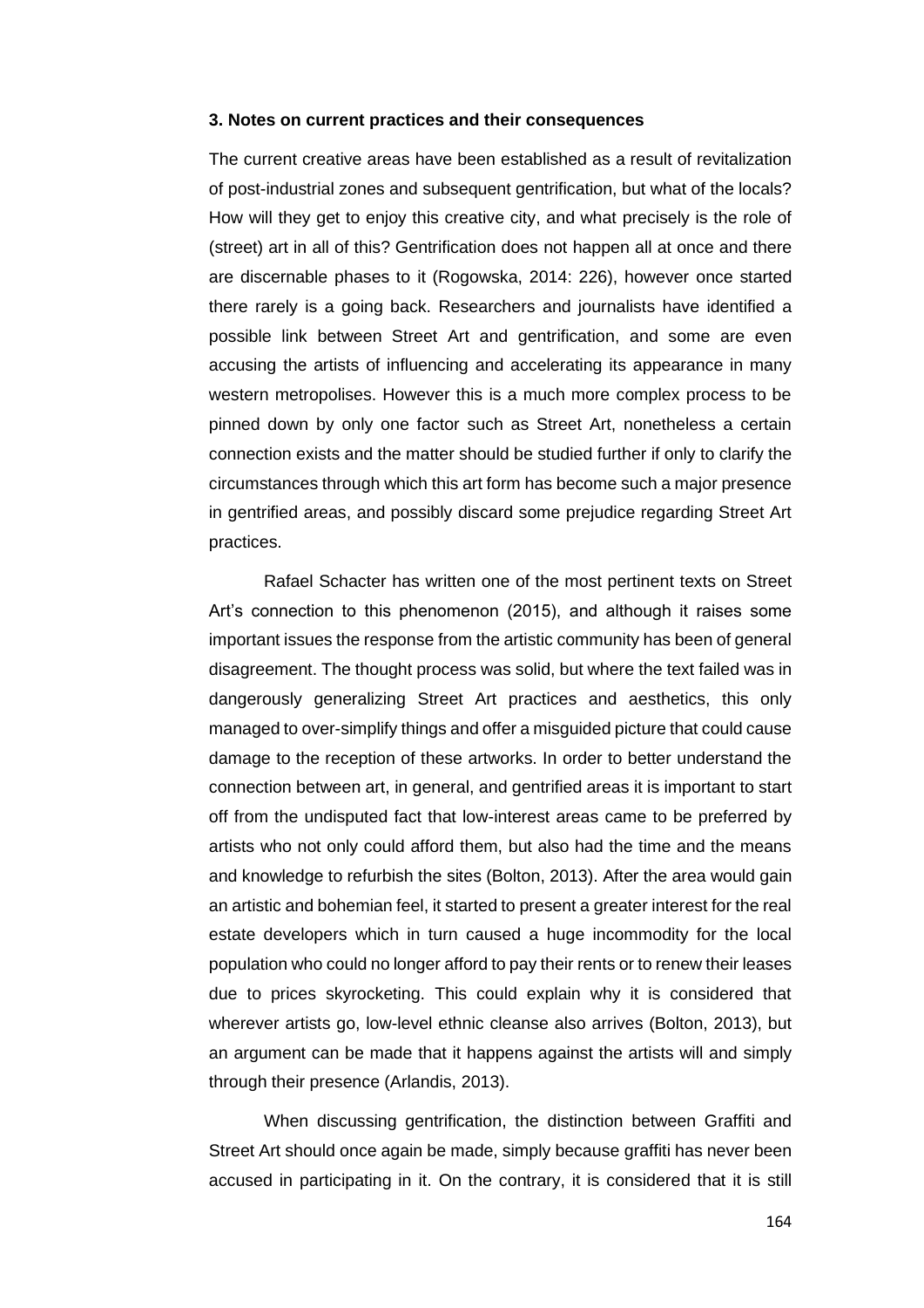### 3. Notes on current practices and their consequences

The current creative areas have been established as a result of revitalization of post-industrial zones and subsequent gentrification, but what of the locals? How will they get to enjoy this creative city, and what precisely is the role of (street) art in all of this? Gentrification does not happen all at once and there are discernable phases to it (Rogowska, 2014: 226), however once started there rarely is a going back. Researchers and journalists have identified a possible link between Street Art and gentrification, and some are even accusing the artists of influencing and accelerating its appearance in many western metropolises. However this is a much more complex process to be pinned down by only one factor such as Street Art, nonetheless a certain connection exists and the matter should be studied further if only to clarify the circumstances through which this art form has become such a major presence in gentrified areas, and possibly discard some prejudice regarding Street Art practices.

Rafael Schacter has written one of the most pertinent texts on Street Art's connection to this phenomenon (2015), and although it raises some important issues the response from the artistic community has been of general disagreement. The thought process was solid, but where the text failed was in dangerously generalizing Street Art practices and aesthetics, this only managed to over-simplify things and offer a misguided picture that could cause damage to the reception of these artworks. In order to better understand the connection between art, in general, and gentrified areas it is important to start off from the undisputed fact that low-interest areas came to be preferred by artists who not only could afford them, but also had the time and the means and knowledge to refurbish the sites (Bolton, 2013). After the area would gain an artistic and bohemian feel, it started to present a greater interest for the real estate developers which in turn caused a huge incommodity for the local population who could no longer afford to pay their rents or to renew their leases due to prices skyrocketing. This could explain why it is considered that wherever artists go, low-level ethnic cleanse also arrives (Bolton, 2013), but an argument can be made that it happens against the artists will and simply through their presence (Arlandis, 2013).

When discussing gentrification, the distinction between Graffiti and Street Art should once again be made, simply because graffiti has never been accused in participating in it. On the contrary, it is considered that it is still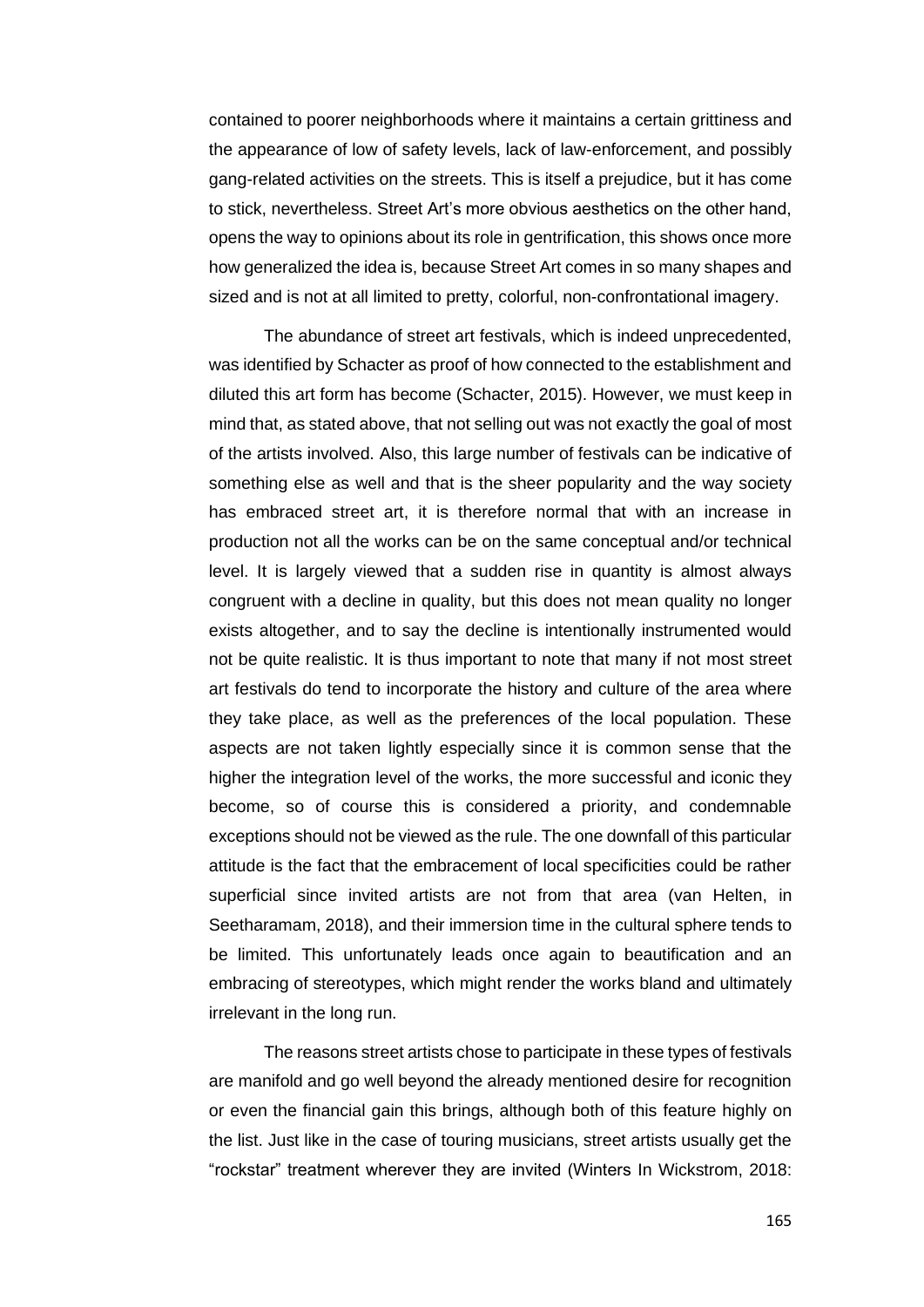contained to poorer neighborhoods where it maintains a certain grittiness and the appearance of low of safety levels, lack of law-enforcement, and possibly gang-related activities on the streets. This is itself a prejudice, but it has come to stick, nevertheless. Street Art's more obvious aesthetics on the other hand, opens the way to opinions about its role in gentrification, this shows once more how generalized the idea is, because Street Art comes in so many shapes and sized and is not at all limited to pretty, colorful, non-confrontational imagery.

The abundance of street art festivals, which is indeed unprecedented, was identified by Schacter as proof of how connected to the establishment and diluted this art form has become (Schacter, 2015). However, we must keep in mind that, as stated above, that not selling out was not exactly the goal of most of the artists involved. Also, this large number of festivals can be indicative of something else as well and that is the sheer popularity and the way society has embraced street art, it is therefore normal that with an increase in production not all the works can be on the same conceptual and/or technical level. It is largely viewed that a sudden rise in quantity is almost always congruent with a decline in quality, but this does not mean quality no longer exists altogether, and to say the decline is intentionally instrumented would not be quite realistic. It is thus important to note that many if not most street art festivals do tend to incorporate the history and culture of the area where they take place, as well as the preferences of the local population. These aspects are not taken lightly especially since it is common sense that the higher the integration level of the works, the more successful and iconic they become, so of course this is considered a priority, and condemnable exceptions should not be viewed as the rule. The one downfall of this particular attitude is the fact that the embracement of local specificities could be rather superficial since invited artists are not from that area (van Helten, in Seetharamam, 2018), and their immersion time in the cultural sphere tends to be limited. This unfortunately leads once again to beautification and an embracing of stereotypes, which might render the works bland and ultimately irrelevant in the long run.

The reasons street artists chose to participate in these types of festivals are manifold and go well beyond the already mentioned desire for recognition or even the financial gain this brings, although both of this feature highly on the list. Just like in the case of touring musicians, street artists usually get the "rockstar" treatment wherever they are invited (Winters In Wickstrom, 2018: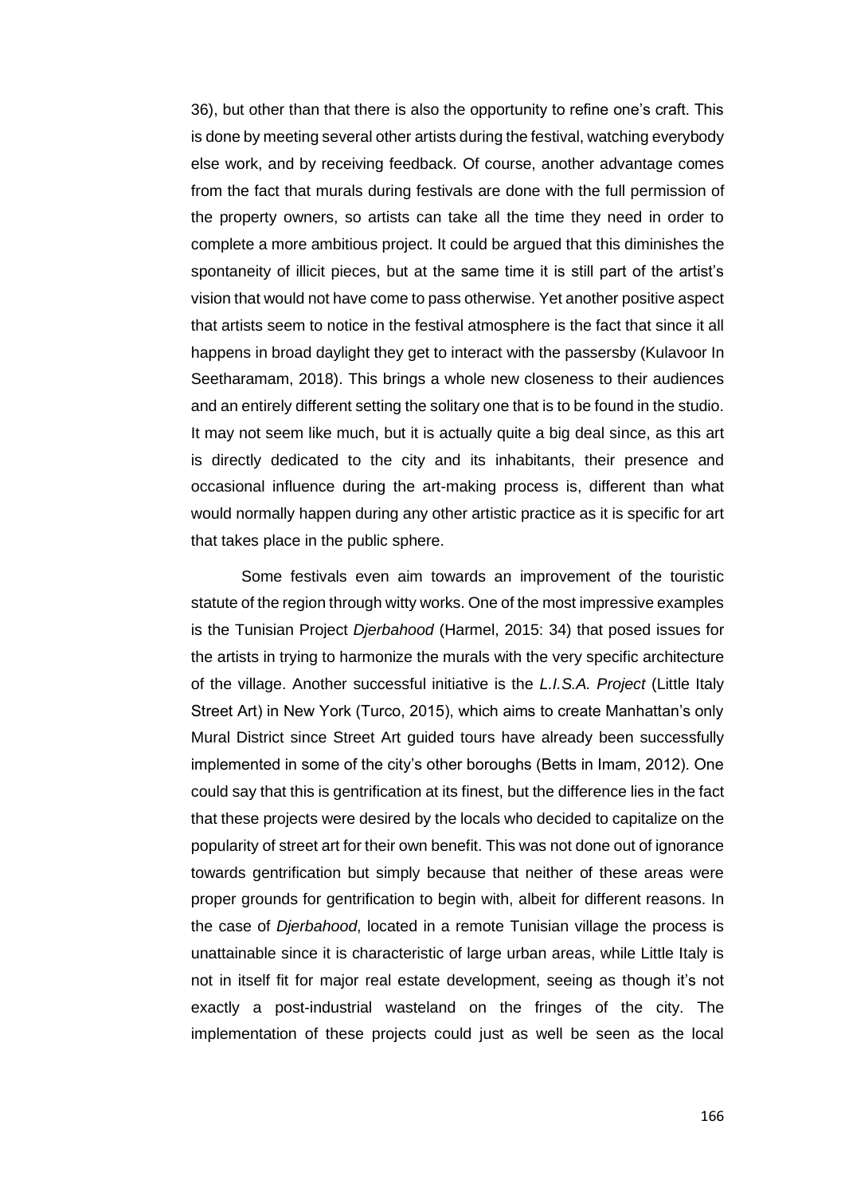36), but other than that there is also the opportunity to refine one's craft. This is done by meeting several other artists during the festival, watching everybody else work, and by receiving feedback. Of course, another advantage comes from the fact that murals during festivals are done with the full permission of the property owners, so artists can take all the time they need in order to complete a more ambitious project. It could be argued that this diminishes the spontaneity of illicit pieces, but at the same time it is still part of the artist's vision that would not have come to pass otherwise. Yet another positive aspect that artists seem to notice in the festival atmosphere is the fact that since it all happens in broad daylight they get to interact with the passersby (Kulavoor In Seetharamam, 2018). This brings a whole new closeness to their audiences and an entirely different setting the solitary one that is to be found in the studio. It may not seem like much, but it is actually quite a big deal since, as this art is directly dedicated to the city and its inhabitants, their presence and occasional influence during the art-making process is, different than what would normally happen during any other artistic practice as it is specific for art that takes place in the public sphere.

Some festivals even aim towards an improvement of the touristic statute of the region through witty works. One of the most impressive examples is the Tunisian Project *Djerbahood* (Harmel, 2015: 34) that posed issues for the artists in trying to harmonize the murals with the very specific architecture of the village. Another successful initiative is the *L.I.S.A. Project* (Little Italy Street Art) in New York (Turco, 2015), which aims to create Manhattan's only Mural District since Street Art guided tours have already been successfully implemented in some of the city's other boroughs (Betts in Imam, 2012). One could say that this is gentrification at its finest, but the difference lies in the fact that these projects were desired by the locals who decided to capitalize on the popularity of street art for their own benefit. This was not done out of ignorance towards gentrification but simply because that neither of these areas were proper grounds for gentrification to begin with, albeit for different reasons. In the case of *Djerbahood*, located in a remote Tunisian village the process is unattainable since it is characteristic of large urban areas, while Little Italy is not in itself fit for major real estate development, seeing as though it's not exactly a post-industrial wasteland on the fringes of the city. The implementation of these projects could just as well be seen as the local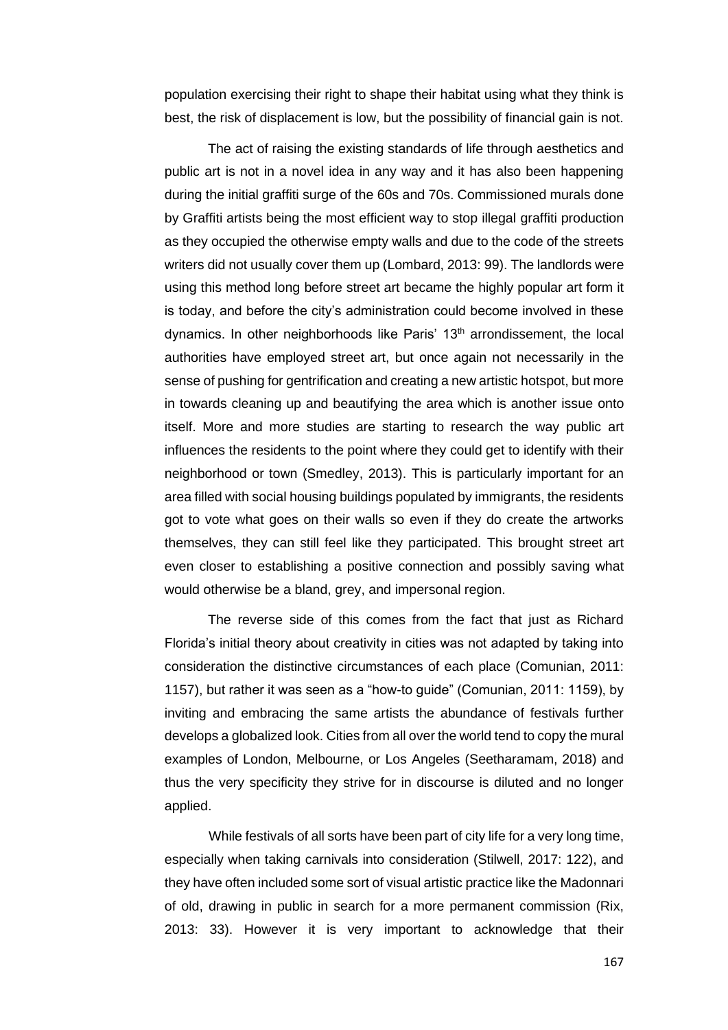population exercising their right to shape their habitat using what they think is best, the risk of displacement is low, but the possibility of financial gain is not.

The act of raising the existing standards of life through aesthetics and public art is not in a novel idea in any way and it has also been happening during the initial graffiti surge of the 60s and 70s. Commissioned murals done by Graffiti artists being the most efficient way to stop illegal graffiti production as they occupied the otherwise empty walls and due to the code of the streets writers did not usually cover them up (Lombard, 2013: 99). The landlords were using this method long before street art became the highly popular art form it is today, and before the city's administration could become involved in these dynamics. In other neighborhoods like Paris' 13th arrondissement, the local authorities have employed street art, but once again not necessarily in the sense of pushing for gentrification and creating a new artistic hotspot, but more in towards cleaning up and beautifying the area which is another issue onto itself. More and more studies are starting to research the way public art influences the residents to the point where they could get to identify with their neighborhood or town (Smedley, 2013). This is particularly important for an area filled with social housing buildings populated by immigrants, the residents got to vote what goes on their walls so even if they do create the artworks themselves, they can still feel like they participated. This brought street art even closer to establishing a positive connection and possibly saving what would otherwise be a bland, grey, and impersonal region.

The reverse side of this comes from the fact that just as Richard Florida's initial theory about creativity in cities was not adapted by taking into consideration the distinctive circumstances of each place (Comunian, 2011: 1157), but rather it was seen as a "how-to guide" (Comunian, 2011: 1159), by inviting and embracing the same artists the abundance of festivals further develops a globalized look. Cities from all over the world tend to copy the mural examples of London, Melbourne, or Los Angeles (Seetharamam, 2018) and thus the very specificity they strive for in discourse is diluted and no longer applied.

While festivals of all sorts have been part of city life for a very long time, especially when taking carnivals into consideration (Stilwell, 2017: 122), and they have often included some sort of visual artistic practice like the Madonnari of old, drawing in public in search for a more permanent commission (Rix, 2013: 33). However it is very important to acknowledge that their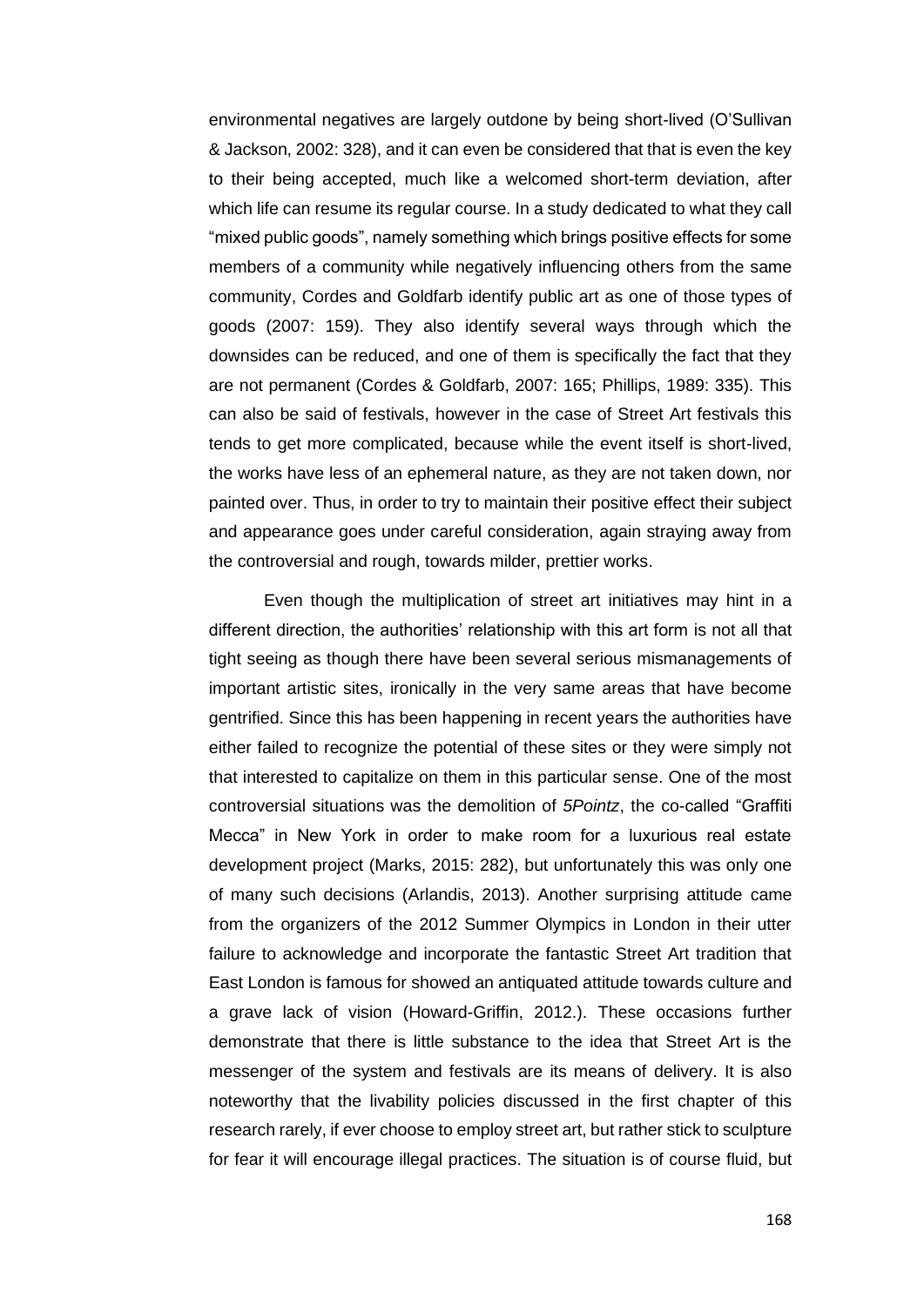environmental negatives are largely outdone by being short-lived (O'Sullivan & Jackson, 2002: 328), and it can even be considered that that is even the key to their being accepted, much like a welcomed short-term deviation, after which life can resume its regular course. In a study dedicated to what they call "mixed public goods", namely something which brings positive effects for some members of a community while negatively influencing others from the same community, Cordes and Goldfarb identify public art as one of those types of goods (2007: 159). They also identify several ways through which the downsides can be reduced, and one of them is specifically the fact that they are not permanent (Cordes & Goldfarb, 2007: 165; Phillips, 1989: 335). This can also be said of festivals, however in the case of Street Art festivals this tends to get more complicated, because while the event itself is short-lived, the works have less of an ephemeral nature, as they are not taken down, nor painted over. Thus, in order to try to maintain their positive effect their subject and appearance goes under careful consideration, again straying away from the controversial and rough, towards milder, prettier works.

Even though the multiplication of street art initiatives may hint in a different direction, the authorities' relationship with this art form is not all that tight seeing as though there have been several serious mismanagements of important artistic sites, ironically in the very same areas that have become gentrified. Since this has been happening in recent years the authorities have either failed to recognize the potential of these sites or they were simply not that interested to capitalize on them in this particular sense. One of the most controversial situations was the demolition of *5Pointz*, the co-called "Graffiti Mecca" in New York in order to make room for a luxurious real estate development project (Marks, 2015: 282), but unfortunately this was only one of many such decisions (Arlandis, 2013). Another surprising attitude came from the organizers of the 2012 Summer Olympics in London in their utter failure to acknowledge and incorporate the fantastic Street Art tradition that East London is famous for showed an antiquated attitude towards culture and a grave lack of vision (Howard-Griffin, 2012.). These occasions further demonstrate that there is little substance to the idea that Street Art is the messenger of the system and festivals are its means of delivery. It is also noteworthy that the livability policies discussed in the first chapter of this research rarely, if ever choose to employ street art, but rather stick to sculpture for fear it will encourage illegal practices. The situation is of course fluid, but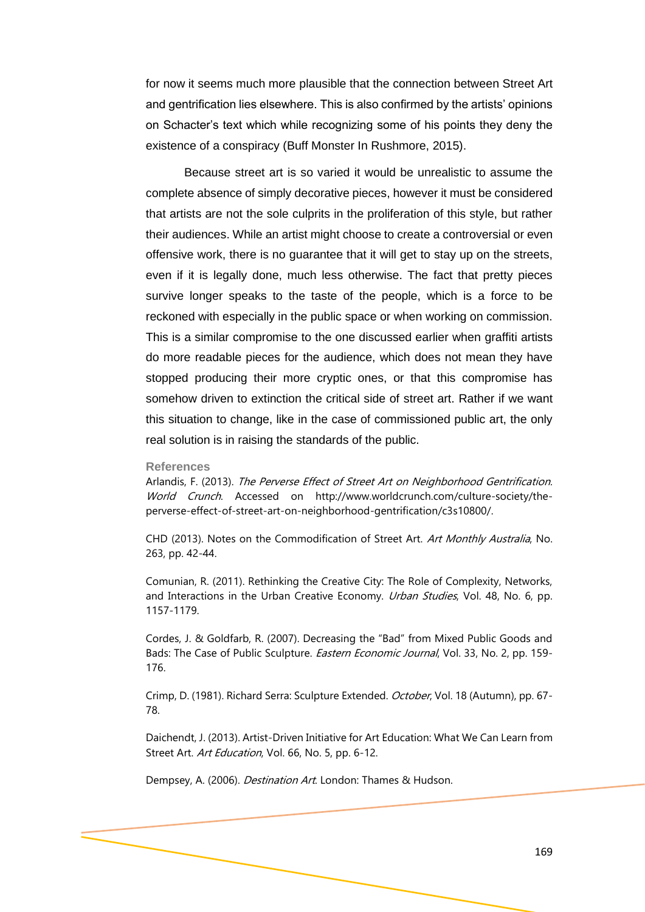for now it seems much more plausible that the connection between Street Art and gentrification lies elsewhere. This is also confirmed by the artists' opinions on Schacter's text which while recognizing some of his points they deny the existence of a conspiracy (Buff Monster In Rushmore, 2015).

Because street art is so varied it would be unrealistic to assume the complete absence of simply decorative pieces, however it must be considered that artists are not the sole culprits in the proliferation of this style, but rather their audiences. While an artist might choose to create a controversial or even offensive work, there is no guarantee that it will get to stay up on the streets, even if it is legally done, much less otherwise. The fact that pretty pieces survive longer speaks to the taste of the people, which is a force to be reckoned with especially in the public space or when working on commission. This is a similar compromise to the one discussed earlier when graffiti artists do more readable pieces for the audience, which does not mean they have stopped producing their more cryptic ones, or that this compromise has somehow driven to extinction the critical side of street art. Rather if we want this situation to change, like in the case of commissioned public art, the only real solution is in raising the standards of the public.

## References

Arlandis, F. (2013). *The Perverse Effect of Street Art on Neighborhood Gentrification*. *World Crunch*. Accessed on http://www.worldcrunch.com/culture-society/the-perverse-effect-of-street-art-on-neighborhood-gentrification/c3s10800/.

CHD (2013). Notes on the Commodification of Street Art. *Art Monthly Australia*, No. 263, pp. 42-44.

Comunian, R. (2011). Rethinking the Creative City: The Role of Complexity, Networks, and Interactions in the Urban Creative Economy. *Urban Studies*, Vol. 48, No. 6, pp. 1157-1179.

Cordes, J. & Goldfarb, R. (2007). Decreasing the "Bad" from Mixed Public Goods and Bads: The Case of Public Sculpture. *Eastern Economic Journal*, Vol. 33, No. 2, pp. 159-176.

Crimp, D. (1981). Richard Serra: Sculpture Extended. *October*, Vol. 18 (Autumn), pp. 67-78.

Daichendt, J. (2013). Artist-Driven Initiative for Art Education: What We Can Learn from Street Art. *Art Education*, Vol. 66, No. 5, pp. 6-12.

Dempsey, A. (2006). *Destination Art*. London: Thames & Hudson.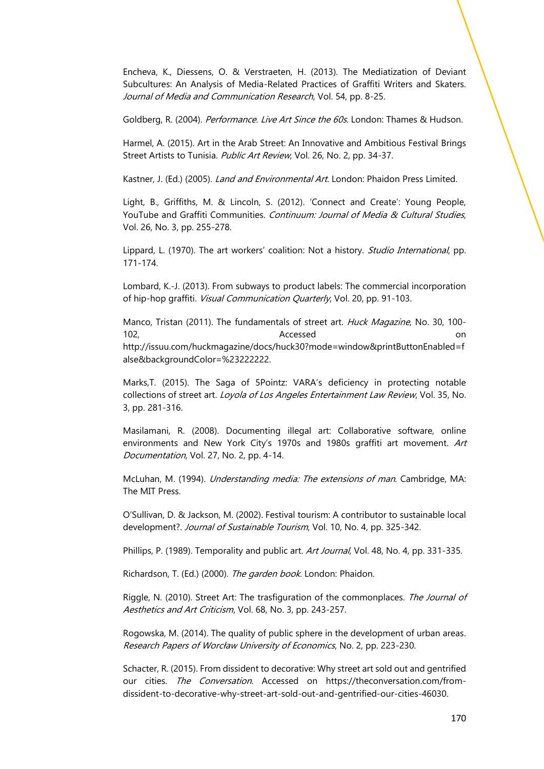Encheva, K., Diessens, O. & Verstraeten, H. (2013). The Mediatization of Deviant Subcultures: An Analysis of Media-Related Practices of Graffiti Writers and Skaters. *Journal of Media and Communication Research*, Vol. 54, pp. 8-25.

Goldberg, R. (2004). *Performance. Live Art Since the 60s*. London: Thames & Hudson.

Harmel, A. (2015). Art in the Arab Street: An Innovative and Ambitious Festival Brings Street Artists to Tunisia. *Public Art Review*, Vol. 26, No. 2, pp. 34-37.

Kastner, J. (Ed.) (2005). *Land and Environmental Art*. London: Phaidon Press Limited.

Light, B., Griffiths, M. & Lincoln, S. (2012). 'Connect and Create': Young People, YouTube and Graffiti Communities. *Continuum: Journal of Media & Cultural Studies*, Vol. 26, No. 3, pp. 255-278.

Lippard, L. (1970). The art workers' coalition: Not a history. *Studio International*, pp. 171-174.

Lombard, K.-J. (2013). From subways to product labels: The commercial incorporation of hip-hop graffiti. *Visual Communication Quarterly*, Vol. 20, pp. 91-103.

Manco, Tristan (2011). The fundamentals of street art. *Huck Magazine*, No. 30, 100-102, Accessed on http://issuu.com/huckmagazine/docs/huck30?mode=window&printButtonEnabled=false&backgroundColor=%23222222.

Marks,T. (2015). The Saga of 5Pointz: VARA's deficiency in protecting notable collections of street art. *Loyola of Los Angeles Entertainment Law Review*, Vol. 35, No. 3, pp. 281-316.

Masilamani, R. (2008). Documenting illegal art: Collaborative software, online environments and New York City's 1970s and 1980s graffiti art movement. *Art Documentation*, Vol. 27, No. 2, pp. 4-14.

McLuhan, M. (1994). *Understanding media: The extensions of man*. Cambridge, MA: The MIT Press.

O'Sullivan, D. & Jackson, M. (2002). Festival tourism: A contributor to sustainable local development?. *Journal of Sustainable Tourism*, Vol. 10, No. 4, pp. 325-342.

Phillips, P. (1989). Temporality and public art. *Art Journal*, Vol. 48, No. 4, pp. 331-335.

Richardson, T. (Ed.) (2000). *The garden book*. London: Phaidon.

Riggle, N. (2010). Street Art: The trasfiguration of the commonplaces. *The Journal of Aesthetics and Art Criticism*, Vol. 68, No. 3, pp. 243-257.

Rogowska, M. (2014). The quality of public sphere in the development of urban areas. *Research Papers of Worcław University of Economics*, No. 2, pp. 223-230.

Schacter, R. (2015). From dissident to decorative: Why street art sold out and gentrified our cities. *The Conversation*. Accessed on https://theconversation.com/from-dissident-to-decorative-why-street-art-sold-out-and-gentrified-our-cities-46030.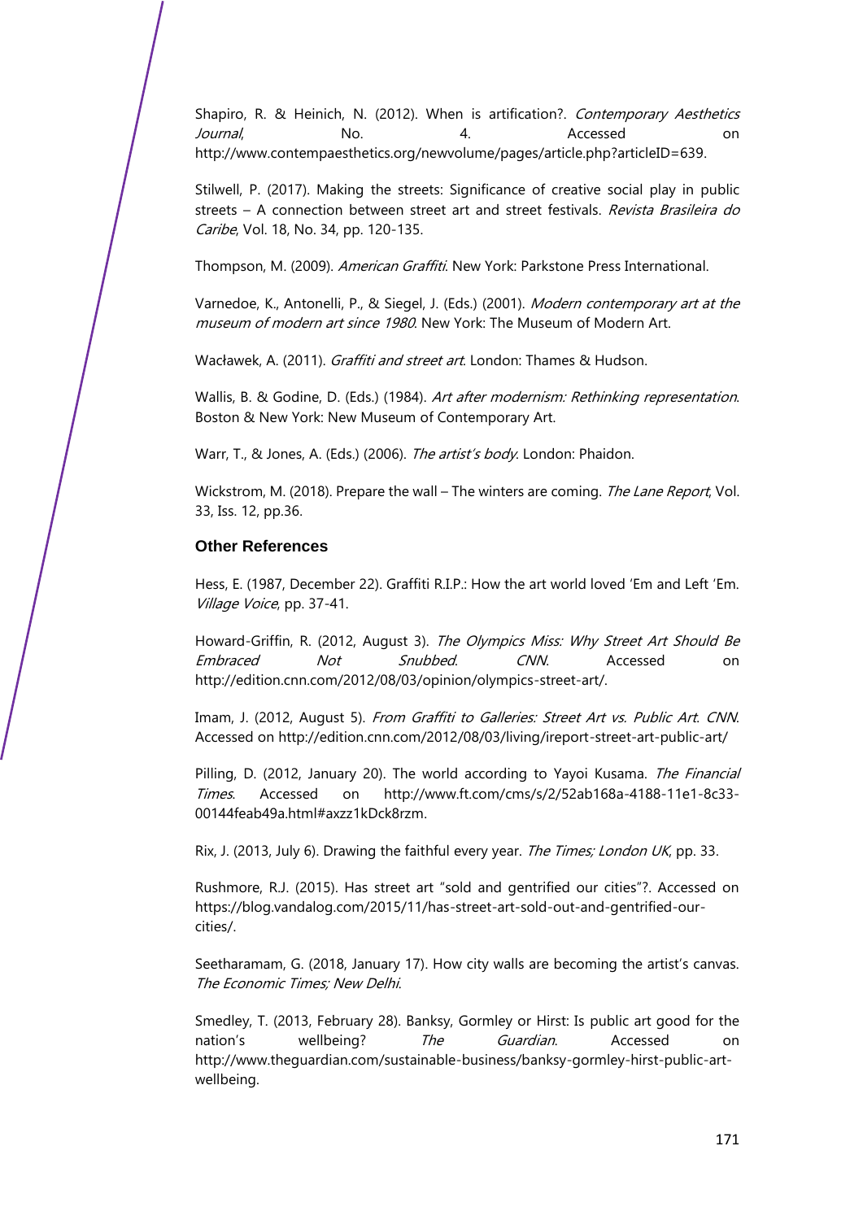Shapiro, R. & Heinich, N. (2012). When is artification?. *Contemporary Aesthetics Journal*, No. 4. Accessed on http://www.contempaesthetics.org/newvolume/pages/article.php?articleID=639.

Stilwell, P. (2017). Making the streets: Significance of creative social play in public streets – A connection between street art and street festivals. *Revista Brasileira do Caribe*, Vol. 18, No. 34, pp. 120-135.

Thompson, M. (2009). *American Graffiti*. New York: Parkstone Press International.

Varnedoe, K., Antonelli, P., & Siegel, J. (Eds.) (2001). *Modern contemporary art at the museum of modern art since 1980*. New York: The Museum of Modern Art.

Wacławek, A. (2011). *Graffiti and street art*. London: Thames & Hudson.

Wallis, B. & Godine, D. (Eds.) (1984). *Art after modernism: Rethinking representation*. Boston & New York: New Museum of Contemporary Art.

Warr, T., & Jones, A. (Eds.) (2006). *The artist's body*. London: Phaidon.

Wickstrom, M. (2018). Prepare the wall – The winters are coming. *The Lane Report*, Vol. 33, Iss. 12, pp.36.

### Other References

Hess, E. (1987, December 22). Graffiti R.I.P.: How the art world loved 'Em and Left 'Em. *Village Voice*, pp. 37-41.

Howard-Griffin, R. (2012, August 3). *The Olympics Miss: Why Street Art Should Be Embraced Not Snubbed*. *CNN*. Accessed on http://edition.cnn.com/2012/08/03/opinion/olympics-street-art/.

Imam, J. (2012, August 5). *From Graffiti to Galleries: Street Art vs. Public Art*. *CNN*. Accessed on http://edition.cnn.com/2012/08/03/living/ireport-street-art-public-art/

Pilling, D. (2012, January 20). The world according to Yayoi Kusama. *The Financial Times*. Accessed on http://www.ft.com/cms/s/2/52ab168a-4188-11e1-8c33-00144feab49a.html#axzz1kDck8rzm.

Rix, J. (2013, July 6). Drawing the faithful every year. *The Times; London UK*, pp. 33.

Rushmore, R.J. (2015). Has street art "sold and gentrified our cities"?. Accessed on https://blog.vandalog.com/2015/11/has-street-art-sold-out-and-gentrified-our-cities/.

Seetharamam, G. (2018, January 17). How city walls are becoming the artist's canvas. *The Economic Times; New Delhi*.

Smedley, T. (2013, February 28). Banksy, Gormley or Hirst: Is public art good for the nation's wellbeing? *The Guardian*. Accessed on http://www.theguardian.com/sustainable-business/banksy-gormley-hirst-public-art-wellbeing.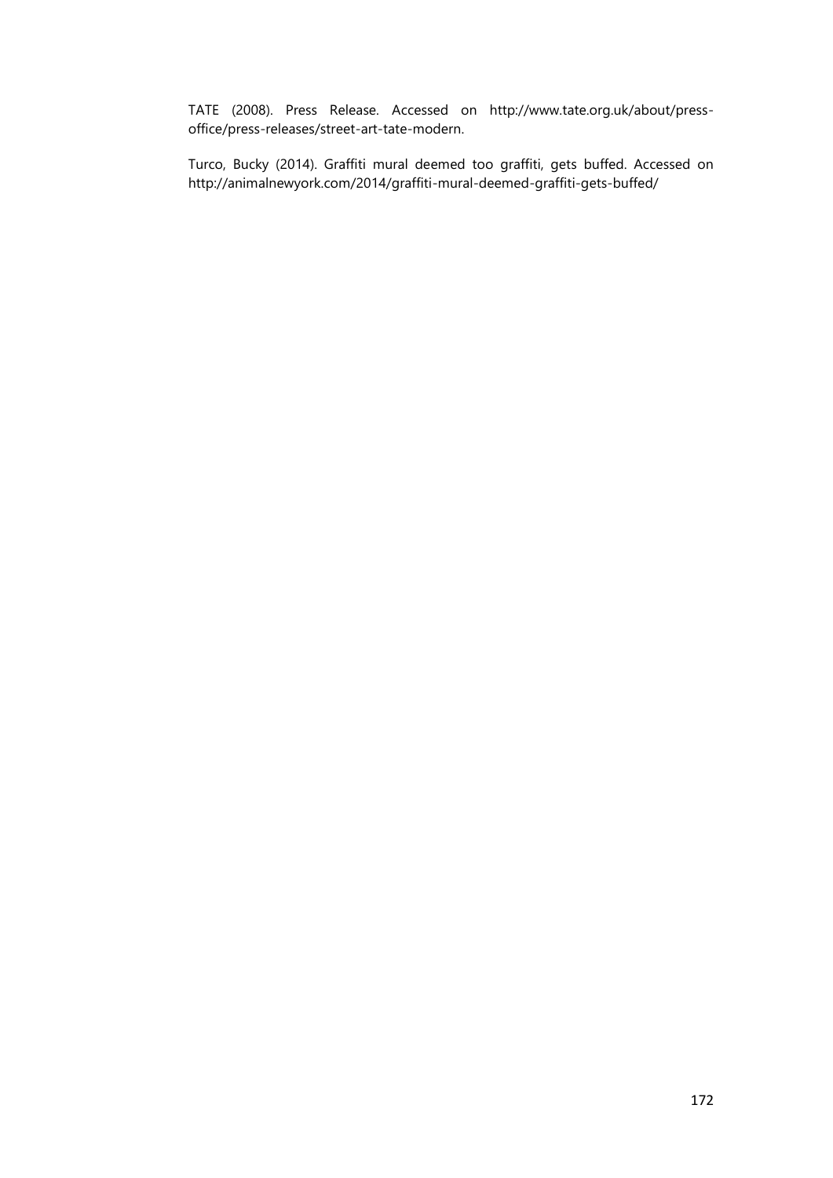TATE (2008). Press Release. Accessed on http://www.tate.org.uk/about/press-office/press-releases/street-art-tate-modern.

Turco, Bucky (2014). Graffiti mural deemed too graffiti, gets buffed. Accessed on http://animalnewyork.com/2014/graffiti-mural-deemed-graffiti-gets-buffed/